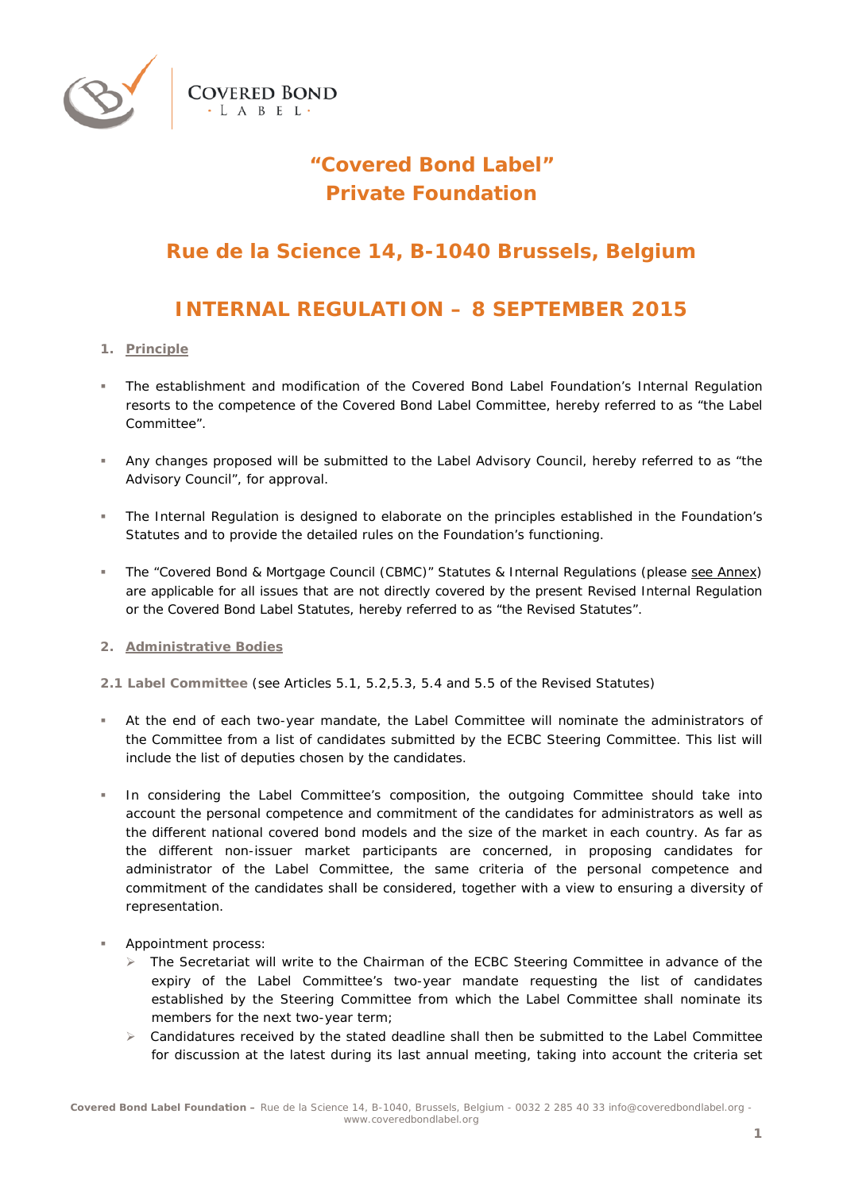# "Covered Bond Label" Private Foundation

## Rue de la Science 14, B-1040 Brussels, Belgium

## INTERNAL REGULATION – 8 SEPTEMBER 2015

### 1. Principle

- The establishment and modification of the Covered Bond Label Foundation's Internal Regulation resorts to the competence of the Covered Bond Label Committee, hereby referred to as "the Label Committee".

- Any changes proposed will be submitted to the Label Advisory Council, hereby referred to as "the Advisory Council", for approval.

- The Internal Regulation is designed to elaborate on the principles established in the Foundation's Statutes and to provide the detailed rules on the Foundation's functioning.

- The "Covered Bond & Mortgage Council (CBMC)" Statutes & Internal Regulations (please see Annex) are applicable for all issues that are not directly covered by the present Revised Internal Regulation or the Covered Bond Label Statutes, hereby referred to as "the Revised Statutes".

### 2. Administrative Bodies

**2.1 Label Committee** (see Articles 5.1, 5.2,5.3, 5.4 and 5.5 of the Revised Statutes)

- At the end of each two-year mandate, the Label Committee will nominate the administrators of the Committee from a list of candidates submitted by the ECBC Steering Committee. This list will include the list of deputies chosen by the candidates.

- In considering the Label Committee's composition, the outgoing Committee should take into account the personal competence and commitment of the candidates for administrators as well as the different national covered bond models and the size of the market in each country. As far as the different non-issuer market participants are concerned, in proposing candidates for administrator of the Label Committee, the same criteria of the personal competence and commitment of the candidates shall be considered, together with a view to ensuring a diversity of representation.

- Appointment process:
  - The Secretariat will write to the Chairman of the ECBC Steering Committee in advance of the expiry of the Label Committee's two-year mandate requesting the list of candidates established by the Steering Committee from which the Label Committee shall nominate its members for the next two-year term;
  - Candidatures received by the stated deadline shall then be submitted to the Label Committee for discussion at the latest during its last annual meeting, taking into account the criteria set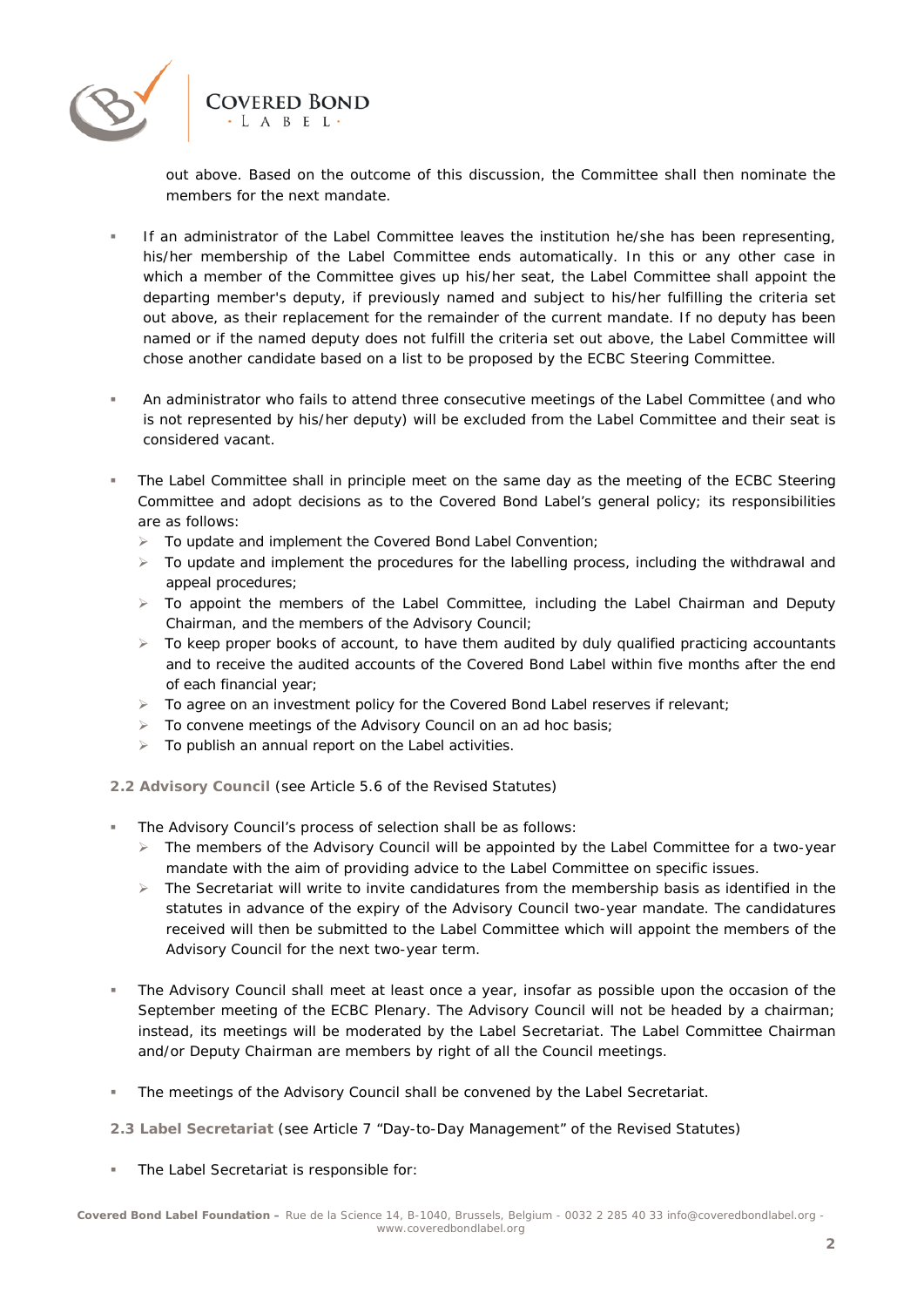out above. Based on the outcome of this discussion, the Committee shall then nominate the members for the next mandate.

- If an administrator of the Label Committee leaves the institution he/she has been representing, his/her membership of the Label Committee ends automatically. In this or any other case in which a member of the Committee gives up his/her seat, the Label Committee shall appoint the departing member's deputy, if previously named and subject to his/her fulfilling the criteria set out above, as their replacement for the remainder of the current mandate. If no deputy has been named or if the named deputy does not fulfill the criteria set out above, the Label Committee will chose another candidate based on a list to be proposed by the ECBC Steering Committee.

- An administrator who fails to attend three consecutive meetings of the Label Committee (and who is not represented by his/her deputy) will be excluded from the Label Committee and their seat is considered vacant.

- The Label Committee shall in principle meet on the same day as the meeting of the ECBC Steering Committee and adopt decisions as to the Covered Bond Label's general policy; its responsibilities are as follows:
  - To update and implement the Covered Bond Label Convention;
  - To update and implement the procedures for the labelling process, including the withdrawal and appeal procedures;
  - To appoint the members of the Label Committee, including the Label Chairman and Deputy Chairman, and the members of the Advisory Council;
  - To keep proper books of account, to have them audited by duly qualified practicing accountants and to receive the audited accounts of the Covered Bond Label within five months after the end of each financial year;
  - To agree on an investment policy for the Covered Bond Label reserves if relevant;
  - To convene meetings of the Advisory Council on an ad hoc basis;
  - To publish an annual report on the Label activities.

### 2.2 Advisory Council (see Article 5.6 of the Revised Statutes)

- The Advisory Council's process of selection shall be as follows:
  - The members of the Advisory Council will be appointed by the Label Committee for a two-year mandate with the aim of providing advice to the Label Committee on specific issues.
  - The Secretariat will write to invite candidatures from the membership basis as identified in the statutes in advance of the expiry of the Advisory Council two-year mandate. The candidatures received will then be submitted to the Label Committee which will appoint the members of the Advisory Council for the next two-year term.

- The Advisory Council shall meet at least once a year, insofar as possible upon the occasion of the September meeting of the ECBC Plenary. The Advisory Council will not be headed by a chairman; instead, its meetings will be moderated by the Label Secretariat. The Label Committee Chairman and/or Deputy Chairman are members by right of all the Council meetings.

- The meetings of the Advisory Council shall be convened by the Label Secretariat.

### 2.3 Label Secretariat (see Article 7 "Day-to-Day Management" of the Revised Statutes)

- The Label Secretariat is responsible for: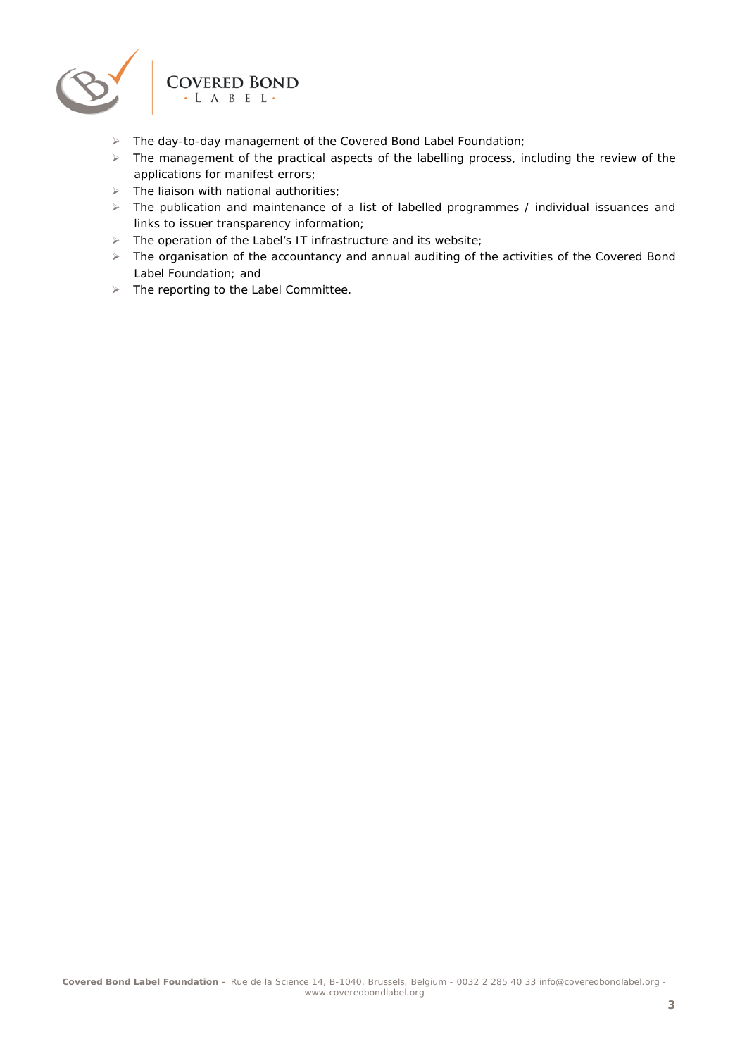- The day-to-day management of the Covered Bond Label Foundation;
- The management of the practical aspects of the labelling process, including the review of the applications for manifest errors;
- The liaison with national authorities;
- The publication and maintenance of a list of labelled programmes / individual issuances and links to issuer transparency information;
- The operation of the Label's IT infrastructure and its website;
- The organisation of the accountancy and annual auditing of the activities of the Covered Bond Label Foundation; and
- The reporting to the Label Committee.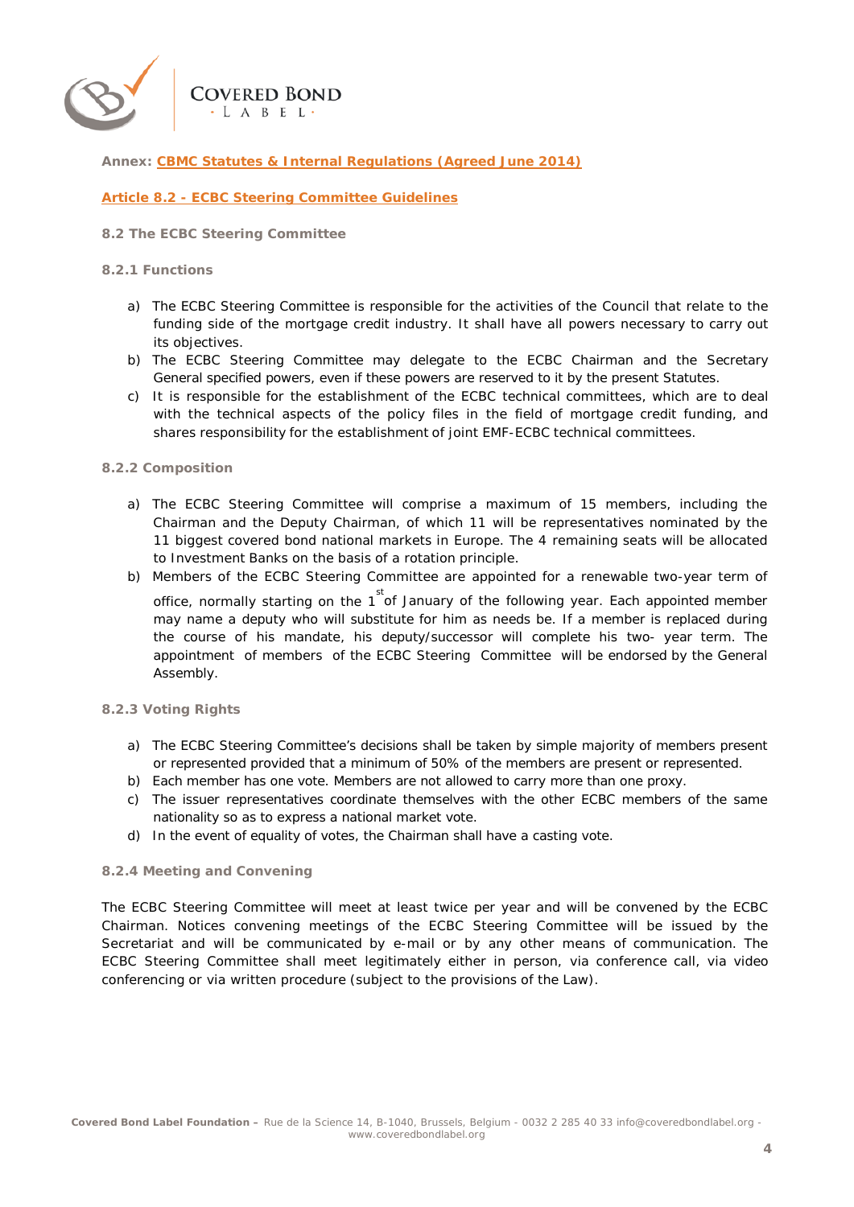**Annex: CBMC Statutes & Internal Regulations (Agreed June 2014)**

**Article 8.2 - ECBC Steering Committee Guidelines**

### 8.2 The ECBC Steering Committee

#### 8.2.1 Functions

a) The ECBC Steering Committee is responsible for the activities of the Council that relate to the funding side of the mortgage credit industry. It shall have all powers necessary to carry out its objectives.

b) The ECBC Steering Committee may delegate to the ECBC Chairman and the Secretary General specified powers, even if these powers are reserved to it by the present Statutes.

c) It is responsible for the establishment of the ECBC technical committees, which are to deal with the technical aspects of the policy files in the field of mortgage credit funding, and shares responsibility for the establishment of joint EMF-ECBC technical committees.

#### 8.2.2 Composition

a) The ECBC Steering Committee will comprise a maximum of 15 members, including the Chairman and the Deputy Chairman, of which 11 will be representatives nominated by the 11 biggest covered bond national markets in Europe. The 4 remaining seats will be allocated to Investment Banks on the basis of a rotation principle.

b) Members of the ECBC Steering Committee are appointed for a renewable two-year term of office, normally starting on the 1st of January of the following year. Each appointed member may name a deputy who will substitute for him as needs be. If a member is replaced during the course of his mandate, his deputy/successor will complete his two- year term. The appointment of members of the ECBC Steering Committee will be endorsed by the General Assembly.

#### 8.2.3 Voting Rights

a) The ECBC Steering Committee's decisions shall be taken by simple majority of members present or represented provided that a minimum of 50% of the members are present or represented.

b) Each member has one vote. Members are not allowed to carry more than one proxy.

c) The issuer representatives coordinate themselves with the other ECBC members of the same nationality so as to express a national market vote.

d) In the event of equality of votes, the Chairman shall have a casting vote.

#### 8.2.4 Meeting and Convening

The ECBC Steering Committee will meet at least twice per year and will be convened by the ECBC Chairman. Notices convening meetings of the ECBC Steering Committee will be issued by the Secretariat and will be communicated by e-mail or by any other means of communication. The ECBC Steering Committee shall meet legitimately either in person, via conference call, via video conferencing or via written procedure (subject to the provisions of the Law).